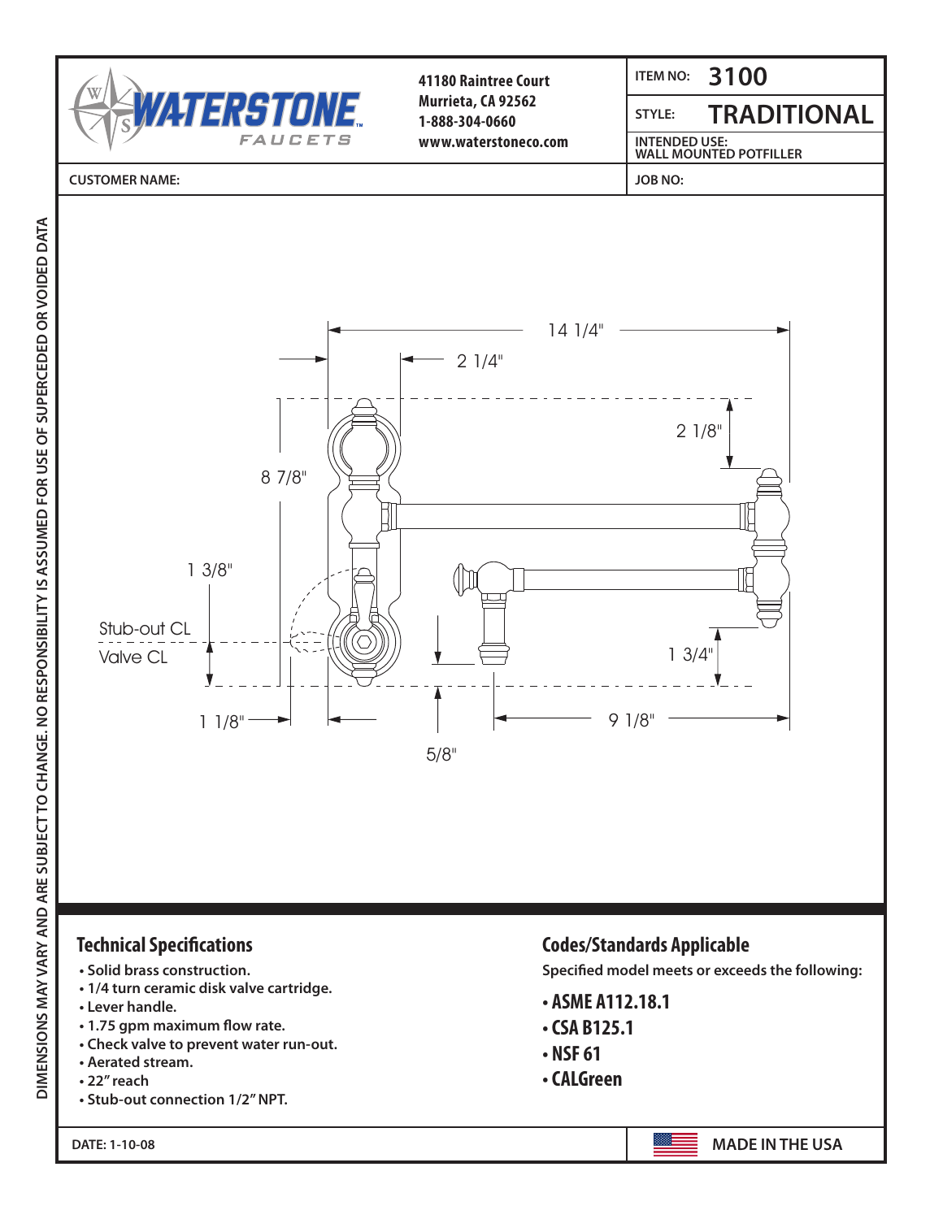**WATERSTONE FAUCETS**

41180 Raintree Court
Murrieta, CA 92562
1-888-304-0660
www.waterstoneco.com

| | |
|---|---|
| ITEM NO: | 3100 |
| STYLE: | TRADITIONAL |
| INTENDED USE: | WALL MOUNTED POTFILLER |

CUSTOMER NAME:

JOB NO:

14 1/4"
2 1/4"
2 1/8"
8 7/8"
1 3/8"
Stub-out CL
Valve CL
1 3/4"
1 1/8"
9 1/8"
5/8"

## Technical Specifications

- Solid brass construction.
- 1/4 turn ceramic disk valve cartridge.
- Lever handle.
- 1.75 gpm maximum flow rate.
- Check valve to prevent water run-out.
- Aerated stream.
- 22" reach
- Stub-out connection 1/2" NPT.

## Codes/Standards Applicable

Specified model meets or exceeds the following:

- **ASME A112.18.1**
- **CSA B125.1**
- **NSF 61**
- **CALGreen**

DATE: 1-10-08

MADE IN THE USA

DIMENSIONS MAY VARY AND ARE SUBJECT TO CHANGE. NO RESPONSIBILITY IS ASSUMED FOR USE OF SUPERCEDED OR VOIDED DATA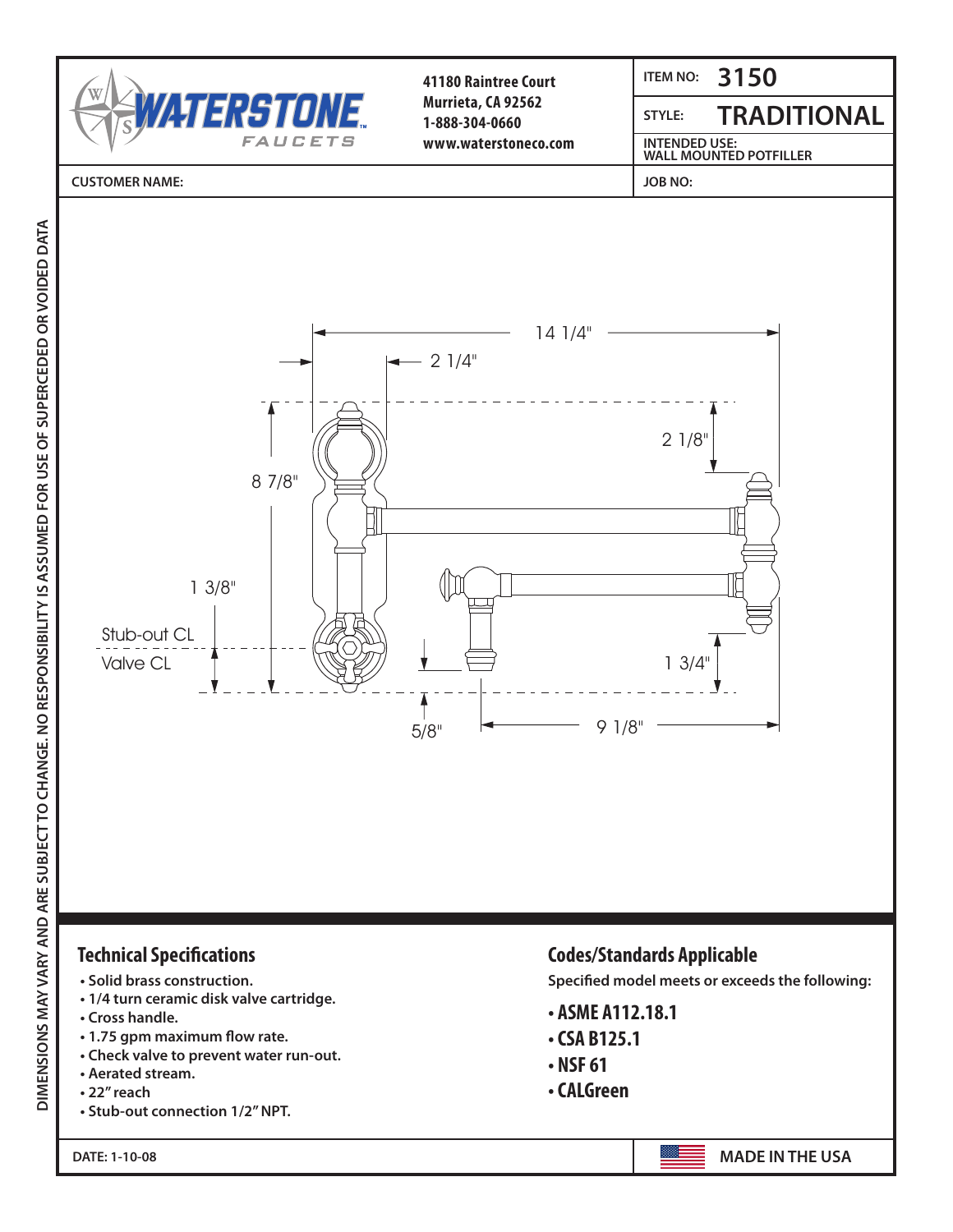WATERSTONE FAUCETS

41180 Raintree Court
Murrieta, CA 92562
1-888-304-0660
www.waterstoneco.com

| | |
|---|---|
| ITEM NO: | 3150 |
| STYLE: | TRADITIONAL |
| INTENDED USE: | WALL MOUNTED POTFILLER |

CUSTOMER NAME:

JOB NO:

14 1/4"
2 1/4"
2 1/8"
8 7/8"
1 3/8"
Stub-out CL
Valve CL
5/8"
9 1/8"
1 3/4"

## Technical Specifications

- Solid brass construction.
- 1/4 turn ceramic disk valve cartridge.
- Cross handle.
- 1.75 gpm maximum flow rate.
- Check valve to prevent water run-out.
- Aerated stream.
- 22" reach
- Stub-out connection 1/2" NPT.

## Codes/Standards Applicable

Specified model meets or exceeds the following:

- ASME A112.18.1
- CSA B125.1
- NSF 61
- CALGreen

DATE: 1-10-08

MADE IN THE USA

DIMENSIONS MAY VARY AND ARE SUBJECT TO CHANGE. NO RESPONSIBILITY IS ASSUMED FOR USE OF SUPERCEDED OR VOIDED DATA